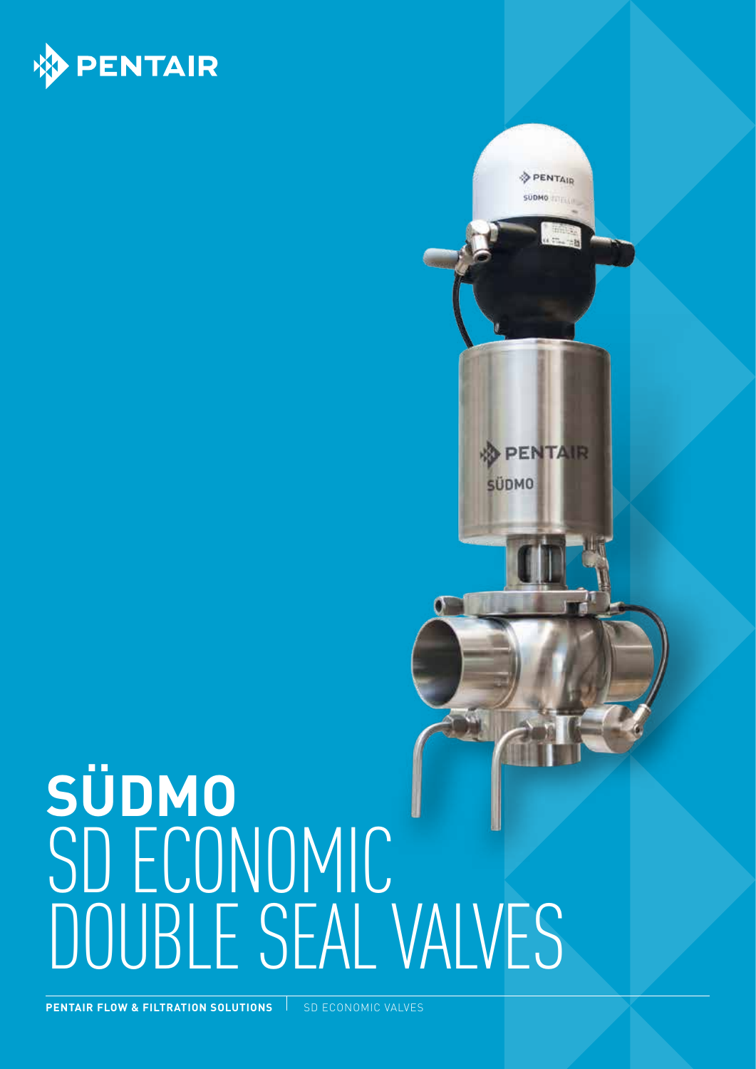PENTAIR

# SÜDMO
# SD ECONOMIC DOUBLE SEAL VALVES

**PENTAIR FLOW & FILTRATION SOLUTIONS** | SD ECONOMIC VALVES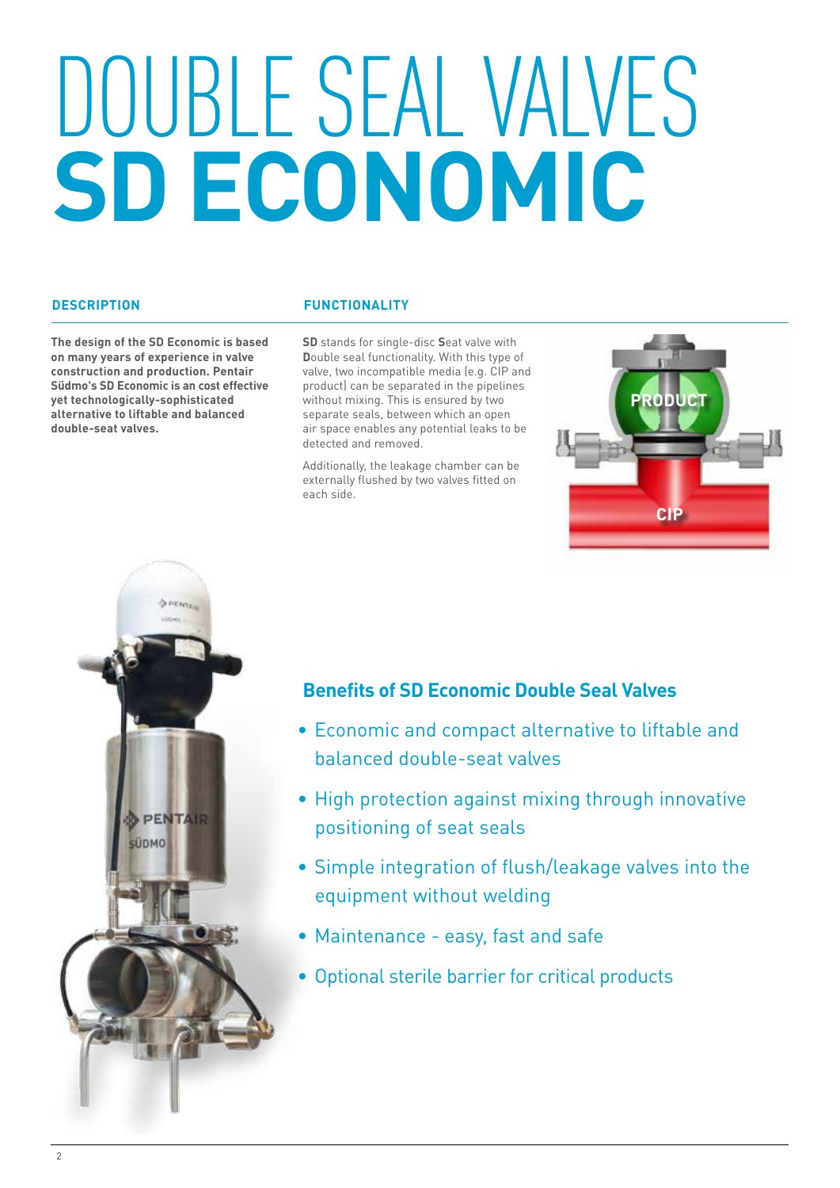# DOUBLE SEAL VALVES
# SD ECONOMIC

### DESCRIPTION

**The design of the SD Economic is based on many years of experience in valve construction and production. Pentair Südmo's SD Economic is an cost effective yet technologically-sophisticated alternative to liftable and balanced double-seat valves.**

### FUNCTIONALITY

**SD** stands for single-disc **S**eat valve with **D**ouble seal functionality. With this type of valve, two incompatible media (e.g. CIP and product) can be separated in the pipelines without mixing. This is ensured by two separate seals, between which an open air space enables any potential leaks to be detected and removed.

Additionally, the leakage chamber can be externally flushed by two valves fitted on each side.

PRODUCT

CIP

## Benefits of SD Economic Double Seal Valves

- Economic and compact alternative to liftable and balanced double-seat valves
- High protection against mixing through innovative positioning of seat seals
- Simple integration of flush/leakage valves into the equipment without welding
- Maintenance - easy, fast and safe
- Optional sterile barrier for critical products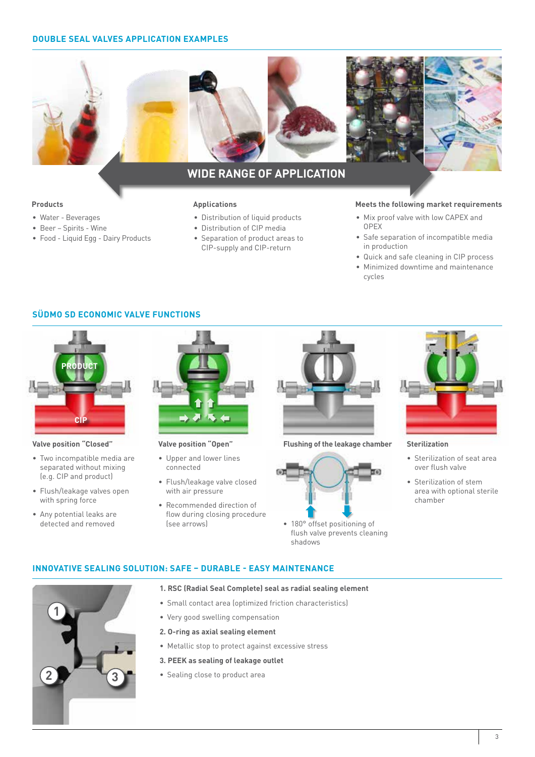## DOUBLE SEAL VALVES APPLICATION EXAMPLES

WIDE RANGE OF APPLICATION

**Products**

- Water - Beverages
- Beer – Spirits - Wine
- Food - Liquid Egg - Dairy Products

**Applications**

- Distribution of liquid products
- Distribution of CIP media
- Separation of product areas to CIP-supply and CIP-return

**Meets the following market requirements**

- Mix proof valve with low CAPEX and OPEX
- Safe separation of incompatible media in production
- Quick and safe cleaning in CIP process
- Minimized downtime and maintenance cycles

## SÜDMO SD ECONOMIC VALVE FUNCTIONS

**Valve position "Closed"**

- Two incompatible media are separated without mixing (e.g. CIP and product)
- Flush/leakage valves open with spring force
- Any potential leaks are detected and removed

**Valve position "Open"**

- Upper and lower lines connected
- Flush/leakage valve closed with air pressure
- Recommended direction of flow during closing procedure (see arrows)

**Flushing of the leakage chamber**

- 180° offset positioning of flush valve prevents cleaning shadows

**Sterilization**

- Sterilization of seat area over flush valve
- Sterilization of stem area with optional sterile chamber

## INNOVATIVE SEALING SOLUTION: SAFE – DURABLE - EASY MAINTENANCE

**1. RSC (Radial Seal Complete) seal as radial sealing element**

- Small contact area (optimized friction characteristics)
- Very good swelling compensation

**2. O-ring as axial sealing element**

- Metallic stop to protect against excessive stress

**3. PEEK as sealing of leakage outlet**

- Sealing close to product area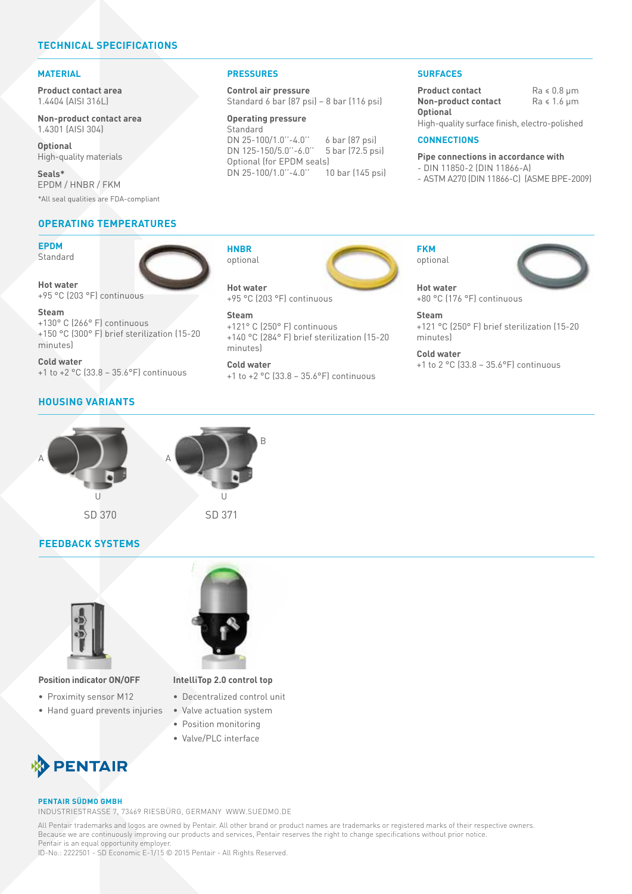## TECHNICAL SPECIFICATIONS

### MATERIAL

**Product contact area**
1.4404 (AISI 316L)

**Non-product contact area**
1.4301 (AISI 304)

**Optional**
High-quality materials

**Seals***
EPDM / HNBR / FKM

*All seal qualities are FDA-compliant

### PRESSURES

**Control air pressure**
Standard 6 bar (87 psi) – 8 bar (116 psi)

**Operating pressure**
Standard
DN 25-100/1.0''-4.0'' 6 bar (87 psi)
DN 125-150/5.0''-6.0'' 5 bar (72.5 psi)
Optional (for EPDM seals)
DN 25-100/1.0''-4.0'' 10 bar (145 psi)

### SURFACES

**Product contact** Ra ≤ 0.8 µm
**Non-product contact** Ra ≤ 1.6 µm
**Optional**
High-quality surface finish, electro-polished

### CONNECTIONS

**Pipe connections in accordance with**
- DIN 11850-2 (DIN 11866-A)
- ASTM A270 (DIN 11866-C) (ASME BPE-2009)

## OPERATING TEMPERATURES

### EPDM
Standard

**Hot water**
+95 °C (203 °F) continuous

**Steam**
+130° C (266° F) continuous
+150 °C (300° F) brief sterilization (15-20 minutes)

**Cold water**
+1 to +2 °C (33.8 – 35.6°F) continuous

### HNBR
optional

**Hot water**
+95 °C (203 °F) continuous

**Steam**
+121° C (250° F) continuous
+140 °C (284° F) brief sterilization (15-20 minutes)

**Cold water**
+1 to +2 °C (33.8 – 35.6°F) continuous

### FKM
optional

**Hot water**
+80 °C (176 °F) continuous

**Steam**
+121 °C (250° F) brief sterilization (15-20 minutes)

**Cold water**
+1 to 2 °C (33.8 – 35.6°F) continuous

## HOUSING VARIANTS

A
U
SD 370

A
B
U
SD 371

## FEEDBACK SYSTEMS

**Position indicator ON/OFF**
- Proximity sensor M12
- Hand guard prevents injuries

**IntelliTop 2.0 control top**
- Decentralized control unit
- Valve actuation system
- Position monitoring
- Valve/PLC interface

PENTAIR

**PENTAIR SÜDMO GMBH**
INDUSTRIESTRASSE 7, 73469 RIESBÜRG, GERMANY WWW.SUEDMO.DE

All Pentair trademarks and logos are owned by Pentair. All other brand or product names are trademarks or registered marks of their respective owners.
Because we are continuously improving our products and services, Pentair reserves the right to change specifications without prior notice.
Pentair is an equal opportunity employer.
ID-No.: 2222501 - SD Economic E-1/15 © 2015 Pentair - All Rights Reserved.